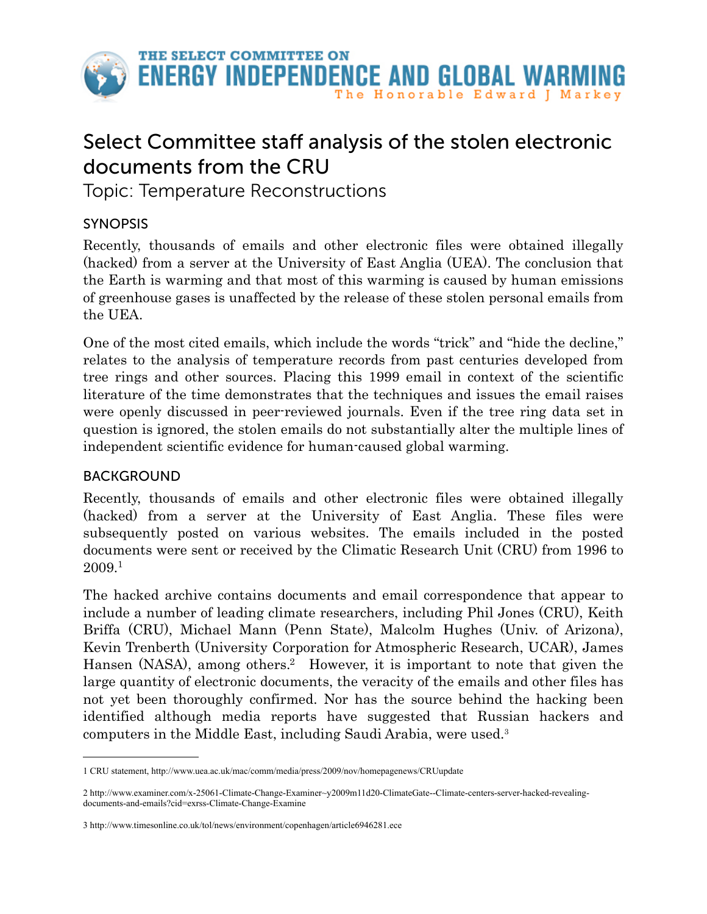THE SELECT COMMITTEE ON
ENERGY INDEPENDENCE AND GLOBAL WARMING
The Honorable Edward J Markey

# Select Committee staff analysis of the stolen electronic documents from the CRU

## Topic: Temperature Reconstructions

### SYNOPSIS

Recently, thousands of emails and other electronic files were obtained illegally (hacked) from a server at the University of East Anglia (UEA). The conclusion that the Earth is warming and that most of this warming is caused by human emissions of greenhouse gases is unaffected by the release of these stolen personal emails from the UEA.

One of the most cited emails, which include the words "trick" and "hide the decline," relates to the analysis of temperature records from past centuries developed from tree rings and other sources. Placing this 1999 email in context of the scientific literature of the time demonstrates that the techniques and issues the email raises were openly discussed in peer-reviewed journals. Even if the tree ring data set in question is ignored, the stolen emails do not substantially alter the multiple lines of independent scientific evidence for human-caused global warming.

### BACKGROUND

Recently, thousands of emails and other electronic files were obtained illegally (hacked) from a server at the University of East Anglia. These files were subsequently posted on various websites. The emails included in the posted documents were sent or received by the Climatic Research Unit (CRU) from 1996 to 2009.[1]

The hacked archive contains documents and email correspondence that appear to include a number of leading climate researchers, including Phil Jones (CRU), Keith Briffa (CRU), Michael Mann (Penn State), Malcolm Hughes (Univ. of Arizona), Kevin Trenberth (University Corporation for Atmospheric Research, UCAR), James Hansen (NASA), among others.[2] However, it is important to note that given the large quantity of electronic documents, the veracity of the emails and other files has not yet been thoroughly confirmed. Nor has the source behind the hacking been identified although media reports have suggested that Russian hackers and computers in the Middle East, including Saudi Arabia, were used.[3]

---

1 CRU statement, http://www.uea.ac.uk/mac/comm/media/press/2009/nov/homepagenews/CRUupdate

2 http://www.examiner.com/x-25061-Climate-Change-Examiner~y2009m11d20-ClimateGate--Climate-centers-server-hacked-revealing-documents-and-emails?cid=exrss-Climate-Change-Examine

3 http://www.timesonline.co.uk/tol/news/environment/copenhagen/article6946281.ece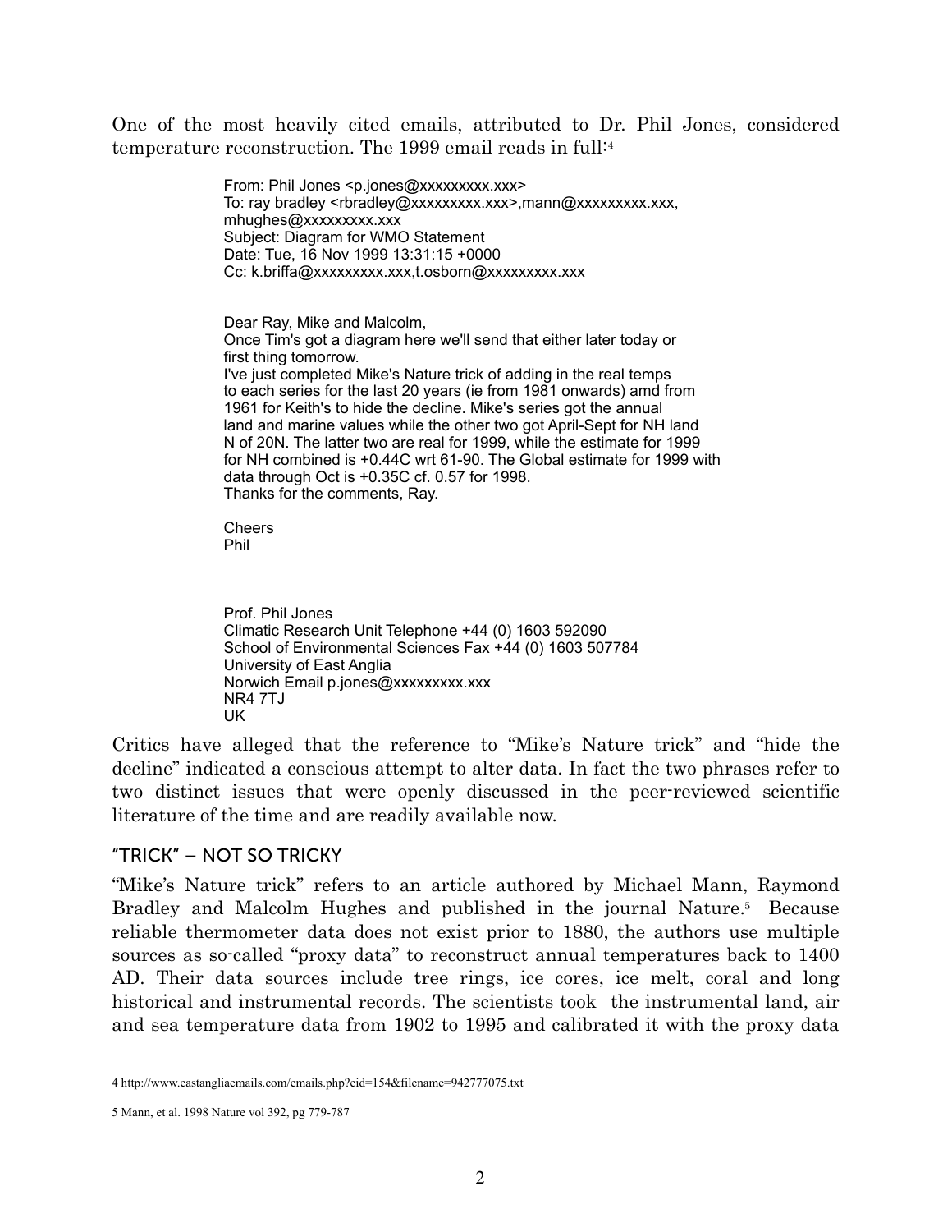One of the most heavily cited emails, attributed to Dr. Phil Jones, considered temperature reconstruction. The 1999 email reads in full:[4]

> From: Phil Jones <p.jones@xxxxxxxxx.xxx>
> To: ray bradley <rbradley@xxxxxxxxx.xxx>,mann@xxxxxxxxx.xxx, mhughes@xxxxxxxxx.xxx
> Subject: Diagram for WMO Statement
> Date: Tue, 16 Nov 1999 13:31:15 +0000
> Cc: k.briffa@xxxxxxxxx.xxx,t.osborn@xxxxxxxxx.xxx
>
> Dear Ray, Mike and Malcolm,
> Once Tim's got a diagram here we'll send that either later today or first thing tomorrow.
> I've just completed Mike's Nature trick of adding in the real temps to each series for the last 20 years (ie from 1981 onwards) amd from 1961 for Keith's to hide the decline. Mike's series got the annual land and marine values while the other two got April-Sept for NH land N of 20N. The latter two are real for 1999, while the estimate for 1999 for NH combined is +0.44C wrt 61-90. The Global estimate for 1999 with data through Oct is +0.35C cf. 0.57 for 1998.
> Thanks for the comments, Ray.
>
> Cheers
> Phil
>
> Prof. Phil Jones
> Climatic Research Unit Telephone +44 (0) 1603 592090
> School of Environmental Sciences Fax +44 (0) 1603 507784
> University of East Anglia
> Norwich Email p.jones@xxxxxxxxx.xxx
> NR4 7TJ
> UK

Critics have alleged that the reference to "Mike's Nature trick" and "hide the decline" indicated a conscious attempt to alter data. In fact the two phrases refer to two distinct issues that were openly discussed in the peer-reviewed scientific literature of the time and are readily available now.

## "TRICK" – NOT SO TRICKY

"Mike's Nature trick" refers to an article authored by Michael Mann, Raymond Bradley and Malcolm Hughes and published in the journal Nature.[5] Because reliable thermometer data does not exist prior to 1880, the authors use multiple sources as so-called "proxy data" to reconstruct annual temperatures back to 1400 AD. Their data sources include tree rings, ice cores, ice melt, coral and long historical and instrumental records. The scientists took the instrumental land, air and sea temperature data from 1902 to 1995 and calibrated it with the proxy data

---

4 http://www.eastangliaemails.com/emails.php?eid=154&filename=942777075.txt

5 Mann, et al. 1998 Nature vol 392, pg 779-787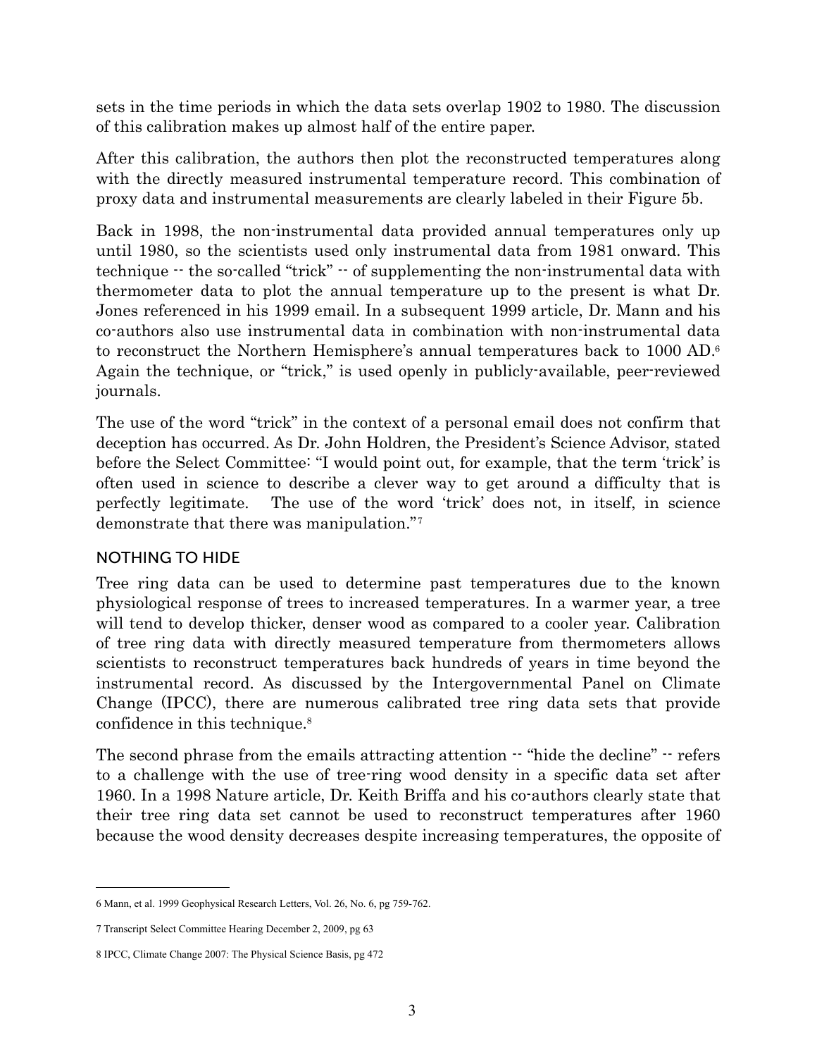sets in the time periods in which the data sets overlap 1902 to 1980. The discussion of this calibration makes up almost half of the entire paper.

After this calibration, the authors then plot the reconstructed temperatures along with the directly measured instrumental temperature record. This combination of proxy data and instrumental measurements are clearly labeled in their Figure 5b.

Back in 1998, the non-instrumental data provided annual temperatures only up until 1980, so the scientists used only instrumental data from 1981 onward. This technique -- the so-called "trick" -- of supplementing the non-instrumental data with thermometer data to plot the annual temperature up to the present is what Dr. Jones referenced in his 1999 email. In a subsequent 1999 article, Dr. Mann and his co-authors also use instrumental data in combination with non-instrumental data to reconstruct the Northern Hemisphere's annual temperatures back to 1000 AD.[6] Again the technique, or "trick," is used openly in publicly-available, peer-reviewed journals.

The use of the word "trick" in the context of a personal email does not confirm that deception has occurred. As Dr. John Holdren, the President's Science Advisor, stated before the Select Committee: "I would point out, for example, that the term 'trick' is often used in science to describe a clever way to get around a difficulty that is perfectly legitimate. The use of the word 'trick' does not, in itself, in science demonstrate that there was manipulation."[7]

## NOTHING TO HIDE

Tree ring data can be used to determine past temperatures due to the known physiological response of trees to increased temperatures. In a warmer year, a tree will tend to develop thicker, denser wood as compared to a cooler year. Calibration of tree ring data with directly measured temperature from thermometers allows scientists to reconstruct temperatures back hundreds of years in time beyond the instrumental record. As discussed by the Intergovernmental Panel on Climate Change (IPCC), there are numerous calibrated tree ring data sets that provide confidence in this technique.[8]

The second phrase from the emails attracting attention -- "hide the decline" -- refers to a challenge with the use of tree-ring wood density in a specific data set after 1960. In a 1998 Nature article, Dr. Keith Briffa and his co-authors clearly state that their tree ring data set cannot be used to reconstruct temperatures after 1960 because the wood density decreases despite increasing temperatures, the opposite of

---

6 Mann, et al. 1999 Geophysical Research Letters, Vol. 26, No. 6, pg 759-762.

7 Transcript Select Committee Hearing December 2, 2009, pg 63

8 IPCC, Climate Change 2007: The Physical Science Basis, pg 472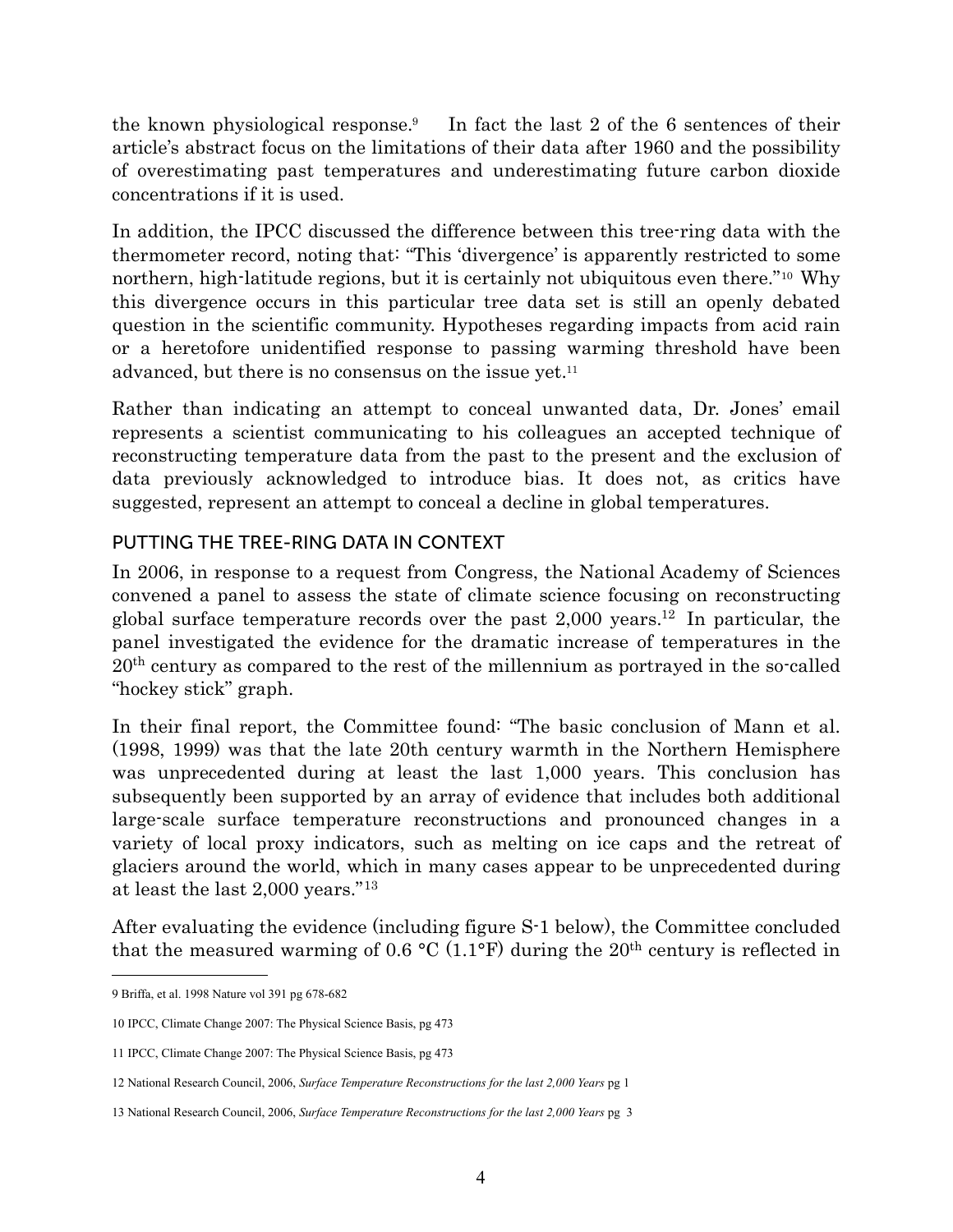the known physiological response.[9] In fact the last 2 of the 6 sentences of their article's abstract focus on the limitations of their data after 1960 and the possibility of overestimating past temperatures and underestimating future carbon dioxide concentrations if it is used.

In addition, the IPCC discussed the difference between this tree-ring data with the thermometer record, noting that: "This 'divergence' is apparently restricted to some northern, high-latitude regions, but it is certainly not ubiquitous even there."[10] Why this divergence occurs in this particular tree data set is still an openly debated question in the scientific community. Hypotheses regarding impacts from acid rain or a heretofore unidentified response to passing warming threshold have been advanced, but there is no consensus on the issue yet.[11]

Rather than indicating an attempt to conceal unwanted data, Dr. Jones' email represents a scientist communicating to his colleagues an accepted technique of reconstructing temperature data from the past to the present and the exclusion of data previously acknowledged to introduce bias. It does not, as critics have suggested, represent an attempt to conceal a decline in global temperatures.

## PUTTING THE TREE-RING DATA IN CONTEXT

In 2006, in response to a request from Congress, the National Academy of Sciences convened a panel to assess the state of climate science focusing on reconstructing global surface temperature records over the past 2,000 years.[12] In particular, the panel investigated the evidence for the dramatic increase of temperatures in the 20th century as compared to the rest of the millennium as portrayed in the so-called "hockey stick" graph.

In their final report, the Committee found: "The basic conclusion of Mann et al. (1998, 1999) was that the late 20th century warmth in the Northern Hemisphere was unprecedented during at least the last 1,000 years. This conclusion has subsequently been supported by an array of evidence that includes both additional large-scale surface temperature reconstructions and pronounced changes in a variety of local proxy indicators, such as melting on ice caps and the retreat of glaciers around the world, which in many cases appear to be unprecedented during at least the last 2,000 years."[13]

After evaluating the evidence (including figure S-1 below), the Committee concluded that the measured warming of 0.6 °C (1.1°F) during the 20th century is reflected in

---

9 Briffa, et al. 1998 Nature vol 391 pg 678-682

10 IPCC, Climate Change 2007: The Physical Science Basis, pg 473

11 IPCC, Climate Change 2007: The Physical Science Basis, pg 473

12 National Research Council, 2006, *Surface Temperature Reconstructions for the last 2,000 Years* pg 1

13 National Research Council, 2006, *Surface Temperature Reconstructions for the last 2,000 Years* pg 3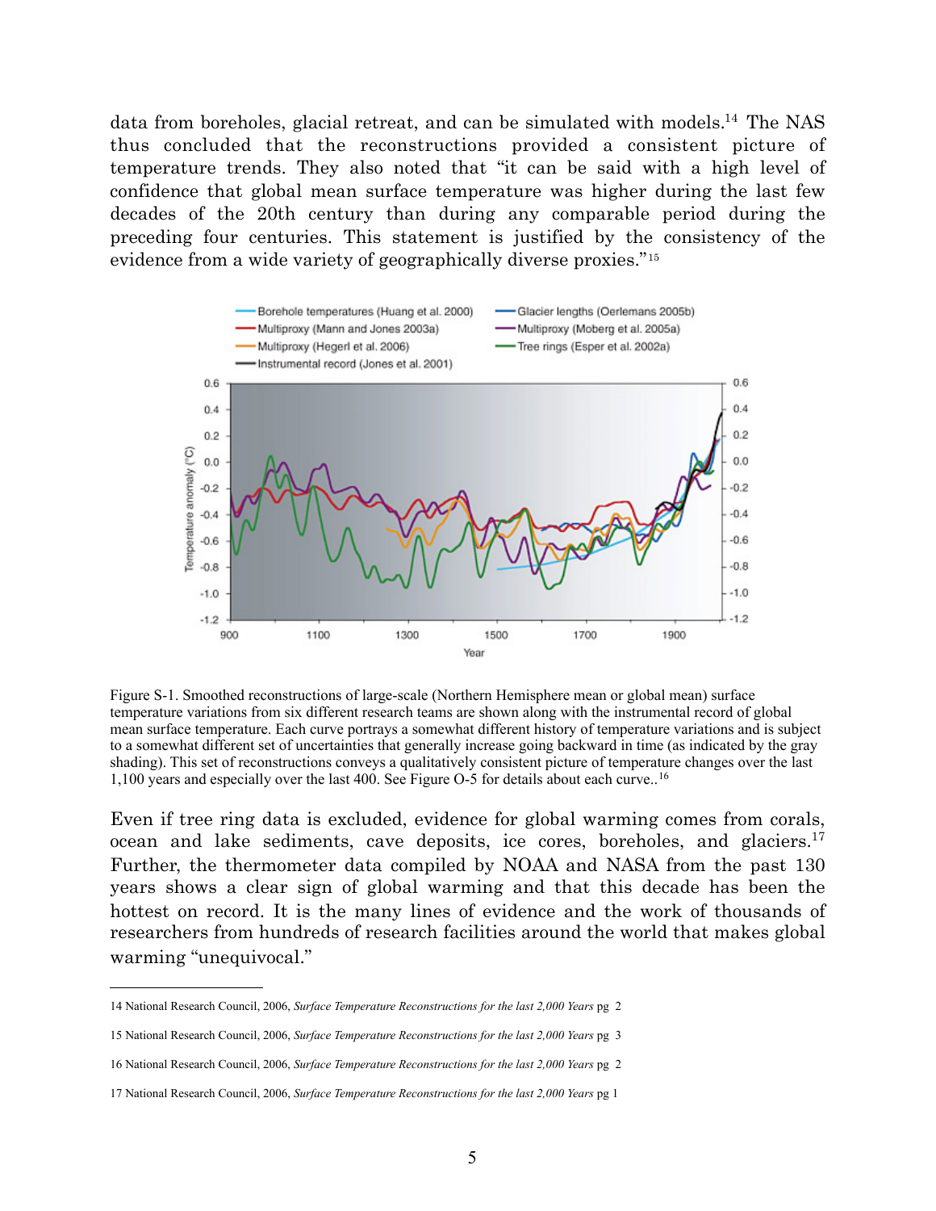data from boreholes, glacial retreat, and can be simulated with models.[14] The NAS thus concluded that the reconstructions provided a consistent picture of temperature trends. They also noted that "it can be said with a high level of confidence that global mean surface temperature was higher during the last few decades of the 20th century than during any comparable period during the preceding four centuries. This statement is justified by the consistency of the evidence from a wide variety of geographically diverse proxies."[15]

Borehole temperatures (Huang et al. 2000)
Multiproxy (Mann and Jones 2003a)
Multiproxy (Hegerl et al. 2006)
Instrumental record (Jones et al. 2001)
Glacier lengths (Oerlemans 2005b)
Multiproxy (Moberg et al. 2005a)
Tree rings (Esper et al. 2002a)

Temperature anomaly (°C)
0.6
0.4
0.2
0.0
-0.2
-0.4
-0.6
-0.8
-1.0
-1.2

900
1100
1300
1500
1700
1900
Year

Figure S-1. Smoothed reconstructions of large-scale (Northern Hemisphere mean or global mean) surface temperature variations from six different research teams are shown along with the instrumental record of global mean surface temperature. Each curve portrays a somewhat different history of temperature variations and is subject to a somewhat different set of uncertainties that generally increase going backward in time (as indicated by the gray shading). This set of reconstructions conveys a qualitatively consistent picture of temperature changes over the last 1,100 years and especially over the last 400. See Figure O-5 for details about each curve..[16]

Even if tree ring data is excluded, evidence for global warming comes from corals, ocean and lake sediments, cave deposits, ice cores, boreholes, and glaciers.[17] Further, the thermometer data compiled by NOAA and NASA from the past 130 years shows a clear sign of global warming and that this decade has been the hottest on record. It is the many lines of evidence and the work of thousands of researchers from hundreds of research facilities around the world that makes global warming "unequivocal."

---

14 National Research Council, 2006, *Surface Temperature Reconstructions for the last 2,000 Years* pg 2

15 National Research Council, 2006, *Surface Temperature Reconstructions for the last 2,000 Years* pg 3

16 National Research Council, 2006, *Surface Temperature Reconstructions for the last 2,000 Years* pg 2

17 National Research Council, 2006, *Surface Temperature Reconstructions for the last 2,000 Years* pg 1